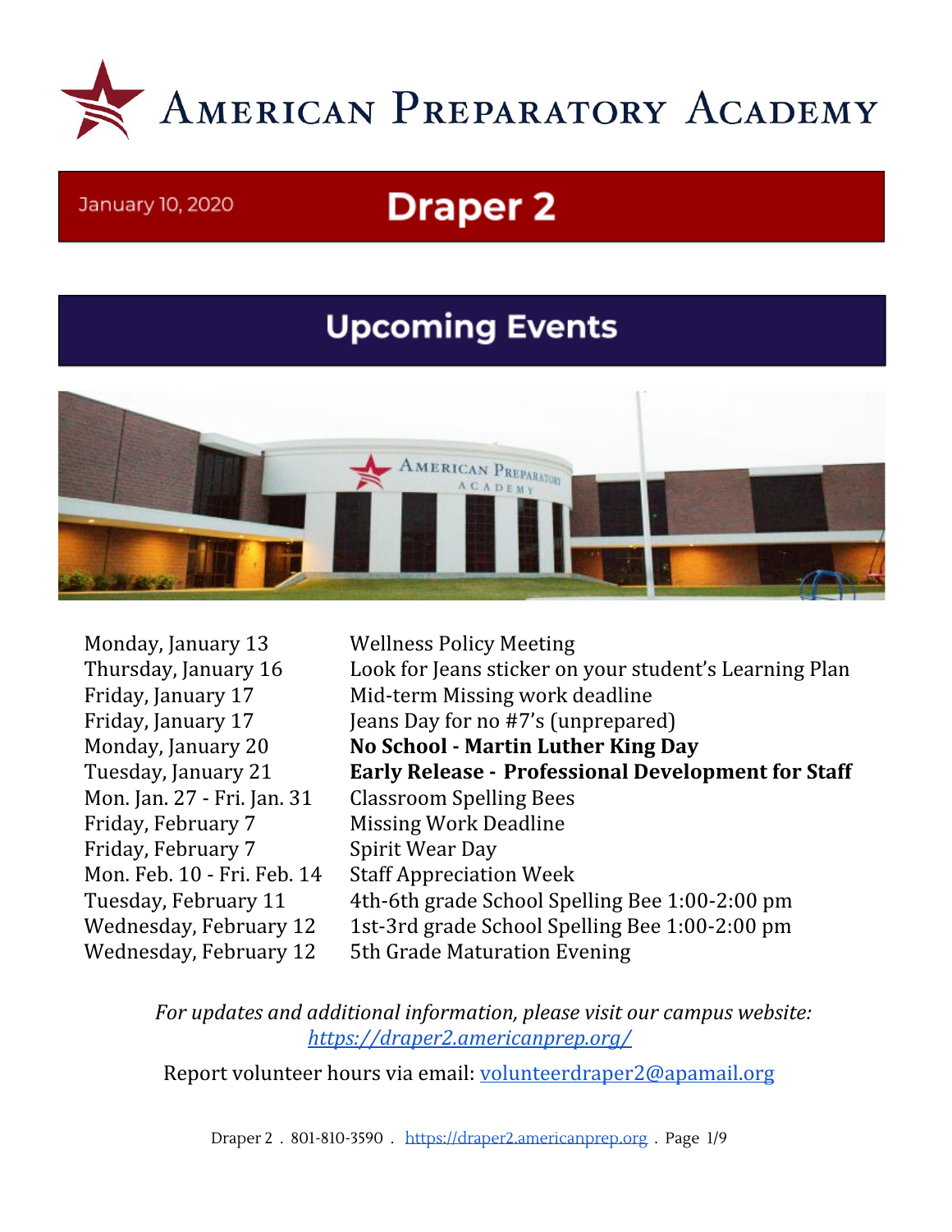# American Preparatory Academy

January 10, 2020

## Draper 2

## Upcoming Events

| | |
|---|---|
| Monday, January 13 | Wellness Policy Meeting |
| Thursday, January 16 | Look for Jeans sticker on your student's Learning Plan |
| Friday, January 17 | Mid-term Missing work deadline |
| Friday, January 17 | Jeans Day for no #7's (unprepared) |
| Monday, January 20 | **No School - Martin Luther King Day** |
| Tuesday, January 21 | **Early Release - Professional Development for Staff** |
| Mon. Jan. 27 - Fri. Jan. 31 | Classroom Spelling Bees |
| Friday, February 7 | Missing Work Deadline |
| Friday, February 7 | Spirit Wear Day |
| Mon. Feb. 10 - Fri. Feb. 14 | Staff Appreciation Week |
| Tuesday, February 11 | 4th-6th grade School Spelling Bee 1:00-2:00 pm |
| Wednesday, February 12 | 1st-3rd grade School Spelling Bee 1:00-2:00 pm |
| Wednesday, February 12 | 5th Grade Maturation Evening |

*For updates and additional information, please visit our campus website:* *https://draper2.americanprep.org/*

Report volunteer hours via email: volunteerdraper2@apamail.org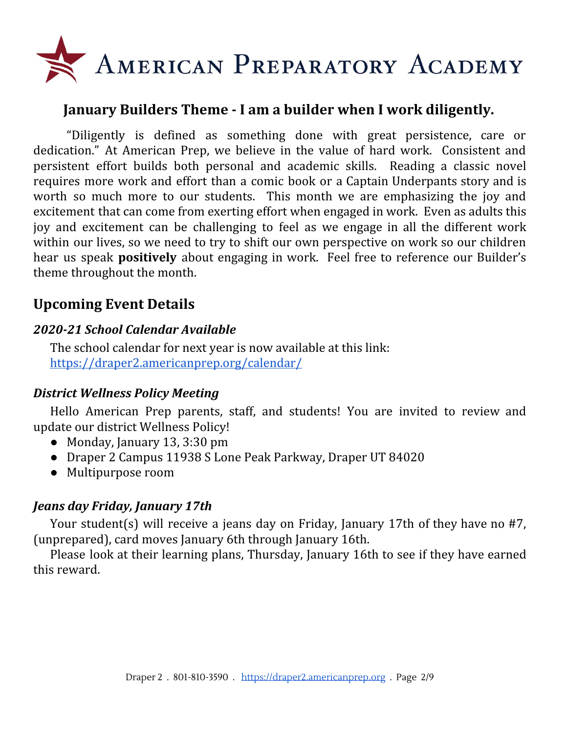# American Preparatory Academy

## January Builders Theme - I am a builder when I work diligently.

"Diligently is defined as something done with great persistence, care or dedication." At American Prep, we believe in the value of hard work. Consistent and persistent effort builds both personal and academic skills. Reading a classic novel requires more work and effort than a comic book or a Captain Underpants story and is worth so much more to our students. This month we are emphasizing the joy and excitement that can come from exerting effort when engaged in work. Even as adults this joy and excitement can be challenging to feel as we engage in all the different work within our lives, so we need to try to shift our own perspective on work so our children hear us speak **positively** about engaging in work. Feel free to reference our Builder's theme throughout the month.

## Upcoming Event Details

### *2020-21 School Calendar Available*

The school calendar for next year is now available at this link: [https://draper2.americanprep.org/calendar/](https://draper2.americanprep.org/calendar/)

### *District Wellness Policy Meeting*

Hello American Prep parents, staff, and students! You are invited to review and update our district Wellness Policy!

- Monday, January 13, 3:30 pm
- Draper 2 Campus 11938 S Lone Peak Parkway, Draper UT 84020
- Multipurpose room

### *Jeans day Friday, January 17th*

Your student(s) will receive a jeans day on Friday, January 17th of they have no #7, (unprepared), card moves January 6th through January 16th.

Please look at their learning plans, Thursday, January 16th to see if they have earned this reward.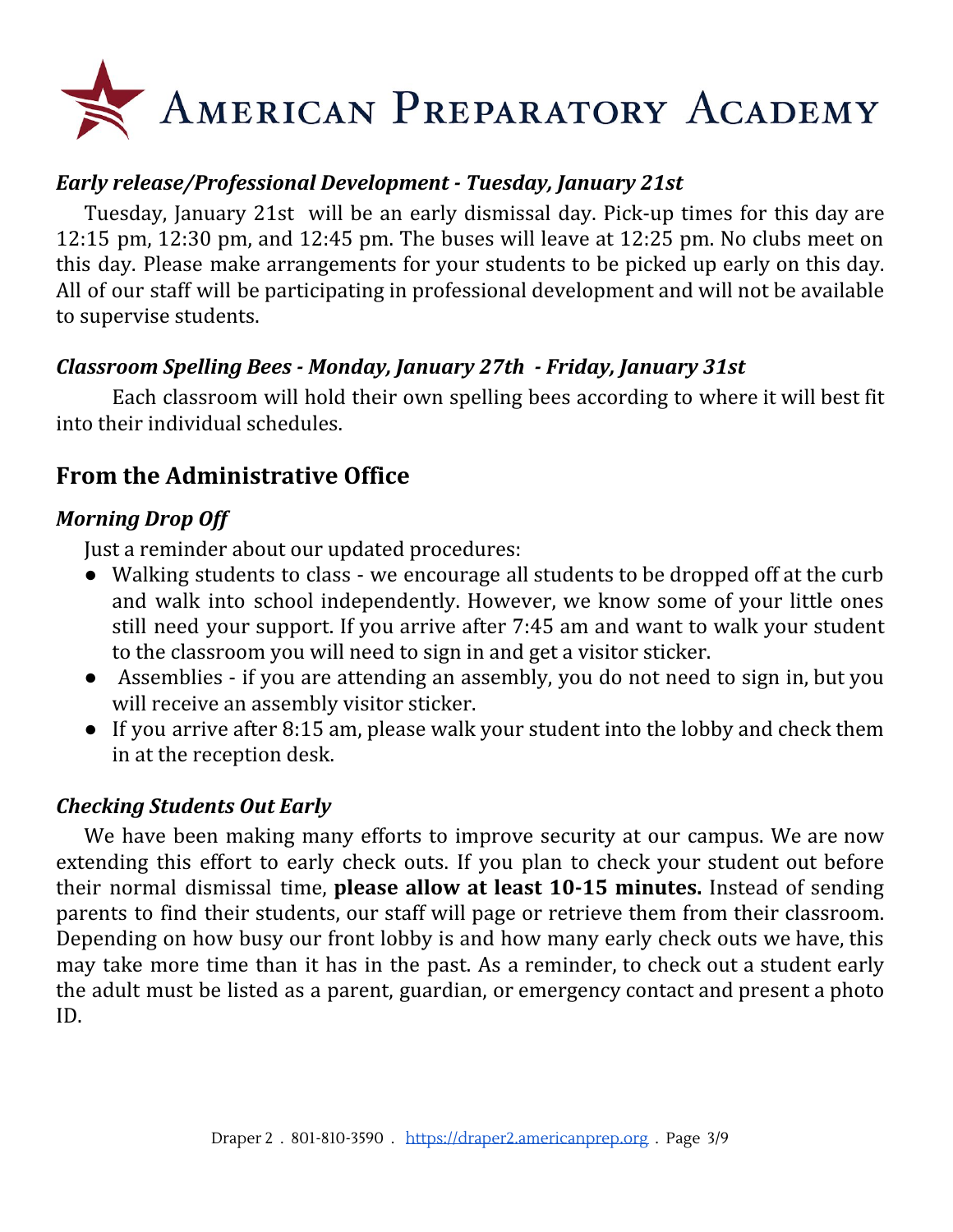# American Preparatory Academy

### *Early release/Professional Development - Tuesday, January 21st*

Tuesday, January 21st will be an early dismissal day. Pick-up times for this day are 12:15 pm, 12:30 pm, and 12:45 pm. The buses will leave at 12:25 pm. No clubs meet on this day. Please make arrangements for your students to be picked up early on this day. All of our staff will be participating in professional development and will not be available to supervise students.

### *Classroom Spelling Bees - Monday, January 27th - Friday, January 31st*

Each classroom will hold their own spelling bees according to where it will best fit into their individual schedules.

## From the Administrative Office

### *Morning Drop Off*

Just a reminder about our updated procedures:

- Walking students to class - we encourage all students to be dropped off at the curb and walk into school independently. However, we know some of your little ones still need your support. If you arrive after 7:45 am and want to walk your student to the classroom you will need to sign in and get a visitor sticker.
- Assemblies - if you are attending an assembly, you do not need to sign in, but you will receive an assembly visitor sticker.
- If you arrive after 8:15 am, please walk your student into the lobby and check them in at the reception desk.

### *Checking Students Out Early*

We have been making many efforts to improve security at our campus. We are now extending this effort to early check outs. If you plan to check your student out before their normal dismissal time, **please allow at least 10-15 minutes.** Instead of sending parents to find their students, our staff will page or retrieve them from their classroom. Depending on how busy our front lobby is and how many early check outs we have, this may take more time than it has in the past. As a reminder, to check out a student early the adult must be listed as a parent, guardian, or emergency contact and present a photo ID.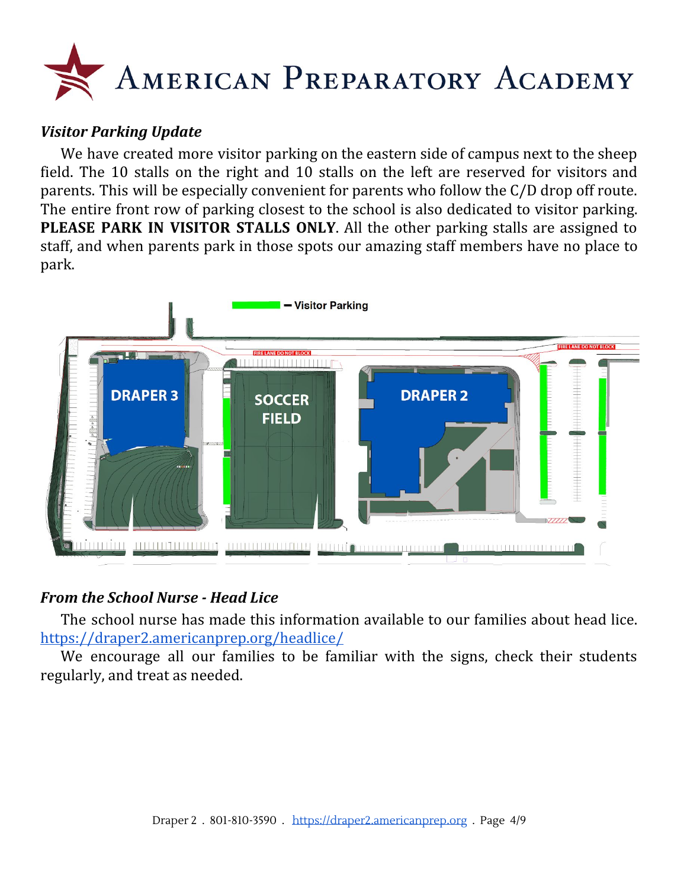## *Visitor Parking Update*

We have created more visitor parking on the eastern side of campus next to the sheep field. The 10 stalls on the right and 10 stalls on the left are reserved for visitors and parents. This will be especially convenient for parents who follow the C/D drop off route. The entire front row of parking closest to the school is also dedicated to visitor parking. **PLEASE PARK IN VISITOR STALLS ONLY**. All the other parking stalls are assigned to staff, and when parents park in those spots our amazing staff members have no place to park.

## *From the School Nurse - Head Lice*

The school nurse has made this information available to our families about head lice. https://draper2.americanprep.org/headlice/

We encourage all our families to be familiar with the signs, check their students regularly, and treat as needed.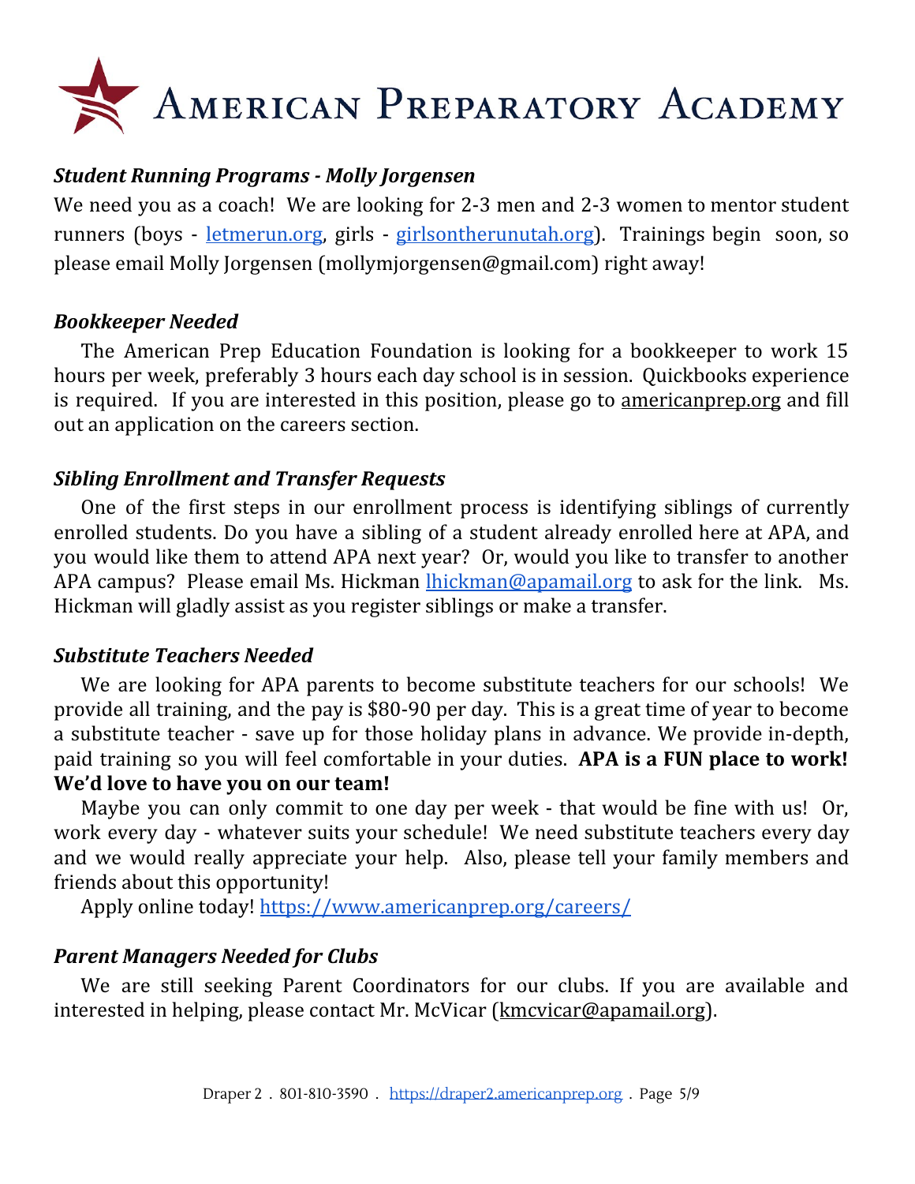# American Preparatory Academy

### *Student Running Programs - Molly Jorgensen*

We need you as a coach! We are looking for 2-3 men and 2-3 women to mentor student runners (boys - letmerun.org, girls - girlsontherunutah.org). Trainings begin soon, so please email Molly Jorgensen (mollymjorgensen@gmail.com) right away!

### *Bookkeeper Needed*

The American Prep Education Foundation is looking for a bookkeeper to work 15 hours per week, preferably 3 hours each day school is in session. Quickbooks experience is required. If you are interested in this position, please go to americanprep.org and fill out an application on the careers section.

### *Sibling Enrollment and Transfer Requests*

One of the first steps in our enrollment process is identifying siblings of currently enrolled students. Do you have a sibling of a student already enrolled here at APA, and you would like them to attend APA next year? Or, would you like to transfer to another APA campus? Please email Ms. Hickman lhickman@apamail.org to ask for the link. Ms. Hickman will gladly assist as you register siblings or make a transfer.

### *Substitute Teachers Needed*

We are looking for APA parents to become substitute teachers for our schools! We provide all training, and the pay is $80-90 per day. This is a great time of year to become a substitute teacher - save up for those holiday plans in advance. We provide in-depth, paid training so you will feel comfortable in your duties. **APA is a FUN place to work! We'd love to have you on our team!**

Maybe you can only commit to one day per week - that would be fine with us! Or, work every day - whatever suits your schedule! We need substitute teachers every day and we would really appreciate your help. Also, please tell your family members and friends about this opportunity!

Apply online today! https://www.americanprep.org/careers/

### *Parent Managers Needed for Clubs*

We are still seeking Parent Coordinators for our clubs. If you are available and interested in helping, please contact Mr. McVicar (kmcvicar@apamail.org).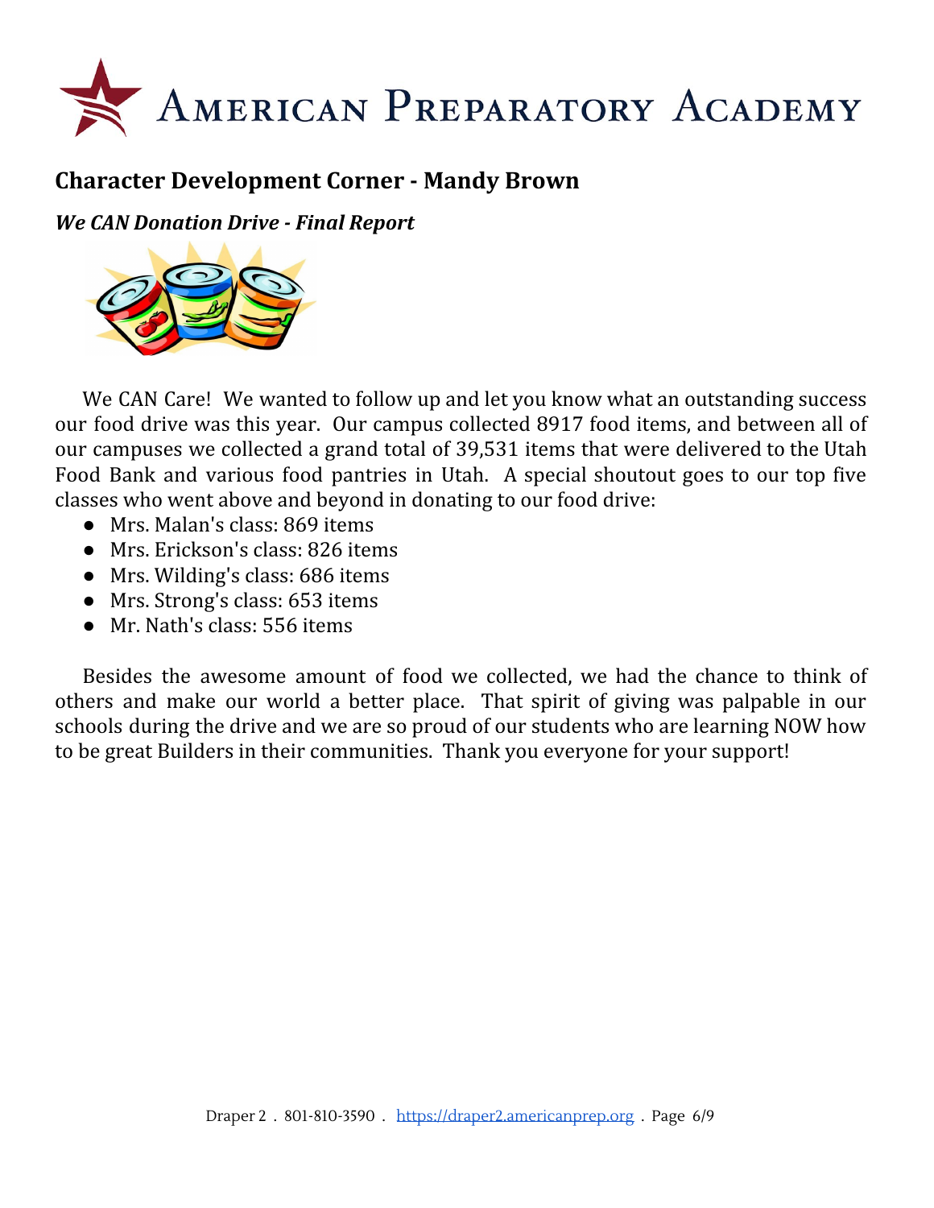## Character Development Corner - Mandy Brown

***We CAN Donation Drive - Final Report***

We CAN Care! We wanted to follow up and let you know what an outstanding success our food drive was this year. Our campus collected 8917 food items, and between all of our campuses we collected a grand total of 39,531 items that were delivered to the Utah Food Bank and various food pantries in Utah. A special shoutout goes to our top five classes who went above and beyond in donating to our food drive:

- Mrs. Malan's class: 869 items
- Mrs. Erickson's class: 826 items
- Mrs. Wilding's class: 686 items
- Mrs. Strong's class: 653 items
- Mr. Nath's class: 556 items

Besides the awesome amount of food we collected, we had the chance to think of others and make our world a better place. That spirit of giving was palpable in our schools during the drive and we are so proud of our students who are learning NOW how to be great Builders in their communities. Thank you everyone for your support!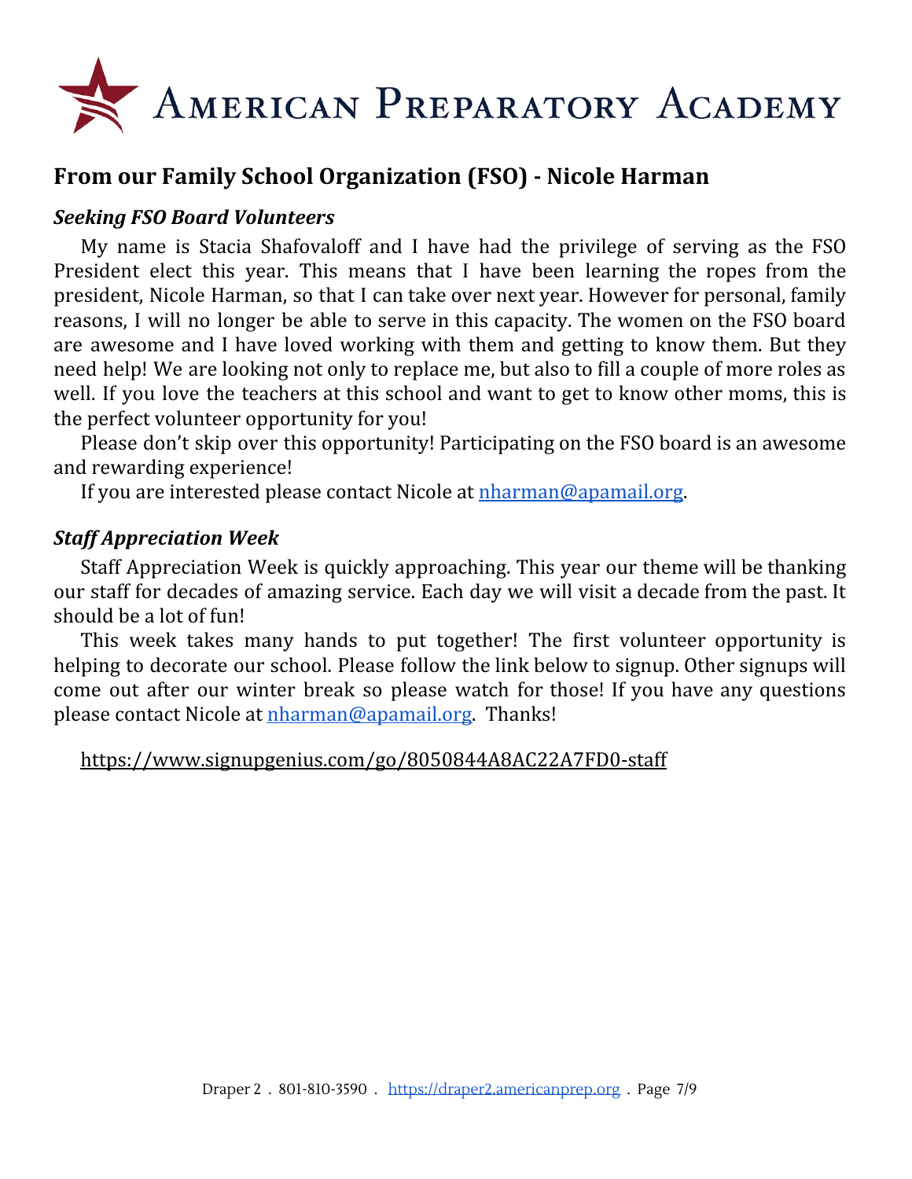# American Preparatory Academy

## From our Family School Organization (FSO) - Nicole Harman

### *Seeking FSO Board Volunteers*

My name is Stacia Shafovaloff and I have had the privilege of serving as the FSO President elect this year. This means that I have been learning the ropes from the president, Nicole Harman, so that I can take over next year. However for personal, family reasons, I will no longer be able to serve in this capacity. The women on the FSO board are awesome and I have loved working with them and getting to know them. But they need help! We are looking not only to replace me, but also to fill a couple of more roles as well. If you love the teachers at this school and want to get to know other moms, this is the perfect volunteer opportunity for you!

Please don't skip over this opportunity! Participating on the FSO board is an awesome and rewarding experience!

If you are interested please contact Nicole at nharman@apamail.org.

### *Staff Appreciation Week*

Staff Appreciation Week is quickly approaching. This year our theme will be thanking our staff for decades of amazing service. Each day we will visit a decade from the past. It should be a lot of fun!

This week takes many hands to put together! The first volunteer opportunity is helping to decorate our school. Please follow the link below to signup. Other signups will come out after our winter break so please watch for those! If you have any questions please contact Nicole at nharman@apamail.org. Thanks!

https://www.signupgenius.com/go/8050844A8AC22A7FD0-staff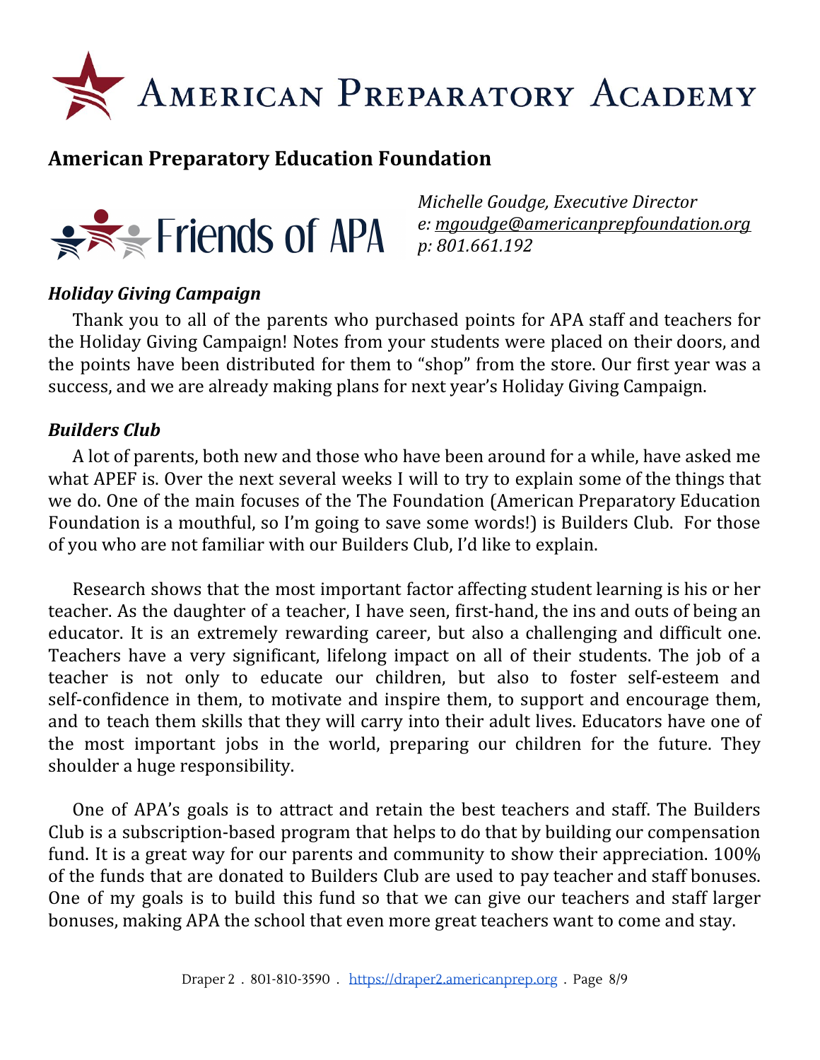# American Preparatory Academy

## American Preparatory Education Foundation

Friends of APA

*Michelle Goudge, Executive Director*
*e: mgoudge@americanprepfoundation.org*
*p: 801.661.192*

### *Holiday Giving Campaign*

Thank you to all of the parents who purchased points for APA staff and teachers for the Holiday Giving Campaign! Notes from your students were placed on their doors, and the points have been distributed for them to "shop" from the store. Our first year was a success, and we are already making plans for next year's Holiday Giving Campaign.

### *Builders Club*

A lot of parents, both new and those who have been around for a while, have asked me what APEF is. Over the next several weeks I will to try to explain some of the things that we do. One of the main focuses of the The Foundation (American Preparatory Education Foundation is a mouthful, so I'm going to save some words!) is Builders Club. For those of you who are not familiar with our Builders Club, I'd like to explain.

Research shows that the most important factor affecting student learning is his or her teacher. As the daughter of a teacher, I have seen, first-hand, the ins and outs of being an educator. It is an extremely rewarding career, but also a challenging and difficult one. Teachers have a very significant, lifelong impact on all of their students. The job of a teacher is not only to educate our children, but also to foster self-esteem and self-confidence in them, to motivate and inspire them, to support and encourage them, and to teach them skills that they will carry into their adult lives. Educators have one of the most important jobs in the world, preparing our children for the future. They shoulder a huge responsibility.

One of APA's goals is to attract and retain the best teachers and staff. The Builders Club is a subscription-based program that helps to do that by building our compensation fund. It is a great way for our parents and community to show their appreciation. 100% of the funds that are donated to Builders Club are used to pay teacher and staff bonuses. One of my goals is to build this fund so that we can give our teachers and staff larger bonuses, making APA the school that even more great teachers want to come and stay.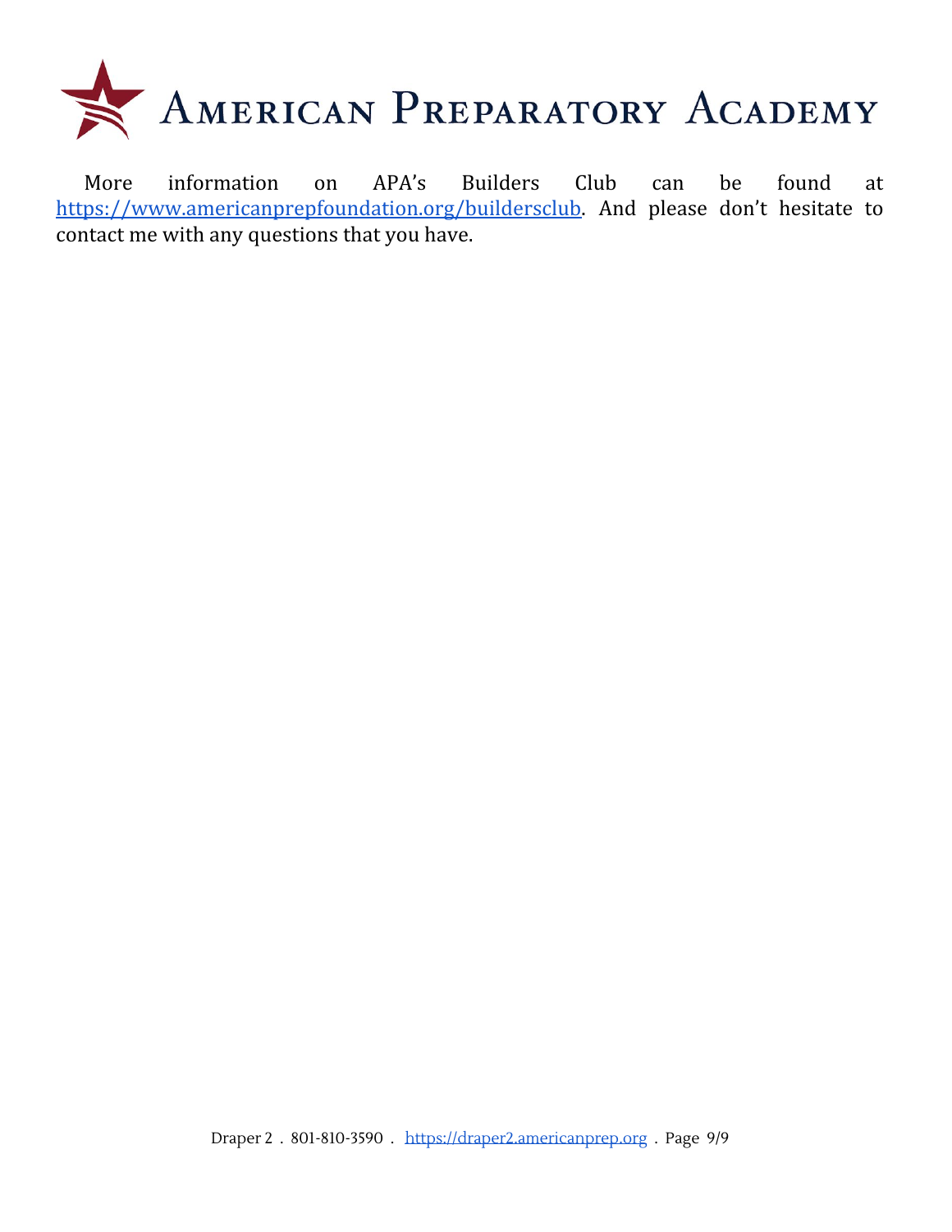More information on APA's Builders Club can be found at https://www.americanprepfoundation.org/buildersclub. And please don't hesitate to contact me with any questions that you have.